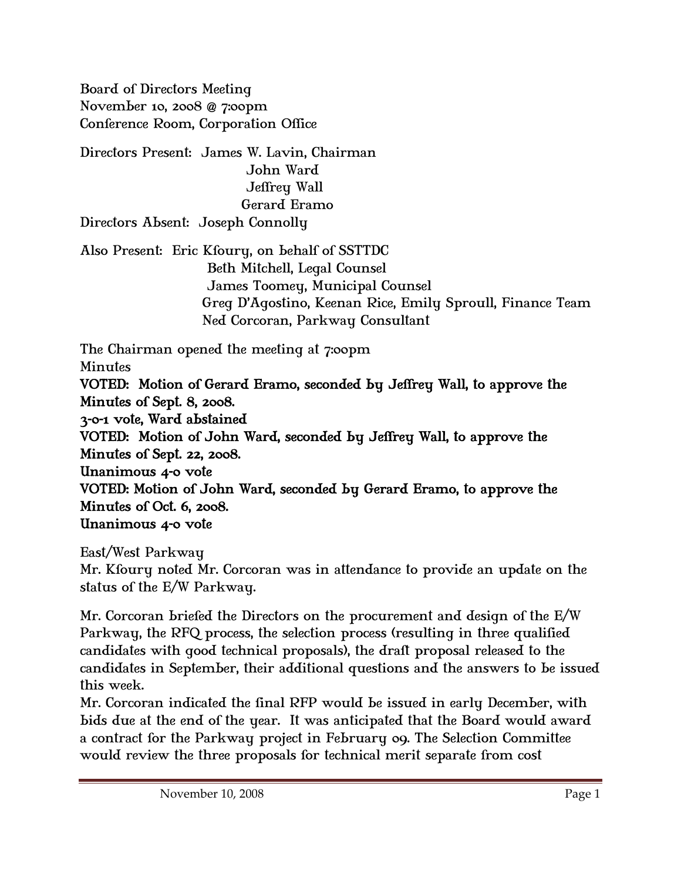Board of Directors Meeting
November 10, 2008 @ 7:00pm
Conference Room, Corporation Office

Directors Present: James W. Lavin, Chairman
John Ward
Jeffrey Wall
Gerard Eramo

Directors Absent: Joseph Connolly

Also Present: Eric Kfoury, on behalf of SSTTDC
Beth Mitchell, Legal Counsel
James Toomey, Municipal Counsel
Greg D'Agostino, Keenan Rice, Emily Sproull, Finance Team
Ned Corcoran, Parkway Consultant

The Chairman opened the meeting at 7:00pm

Minutes

**VOTED: Motion of Gerard Eramo, seconded by Jeffrey Wall, to approve the Minutes of Sept. 8, 2008.**
**3-0-1 vote, Ward abstained**
**VOTED: Motion of John Ward, seconded by Jeffrey Wall, to approve the Minutes of Sept. 22, 2008.**
**Unanimous 4-0 vote**
**VOTED: Motion of John Ward, seconded by Gerard Eramo, to approve the Minutes of Oct. 6, 2008.**
**Unanimous 4-0 vote**

East/West Parkway

Mr. Kfoury noted Mr. Corcoran was in attendance to provide an update on the status of the E/W Parkway.

Mr. Corcoran briefed the Directors on the procurement and design of the E/W Parkway, the RFQ process, the selection process (resulting in three qualified candidates with good technical proposals), the draft proposal released to the candidates in September, their additional questions and the answers to be issued this week.

Mr. Corcoran indicated the final RFP would be issued in early December, with bids due at the end of the year. It was anticipated that the Board would award a contract for the Parkway project in February 09. The Selection Committee would review the three proposals for technical merit separate from cost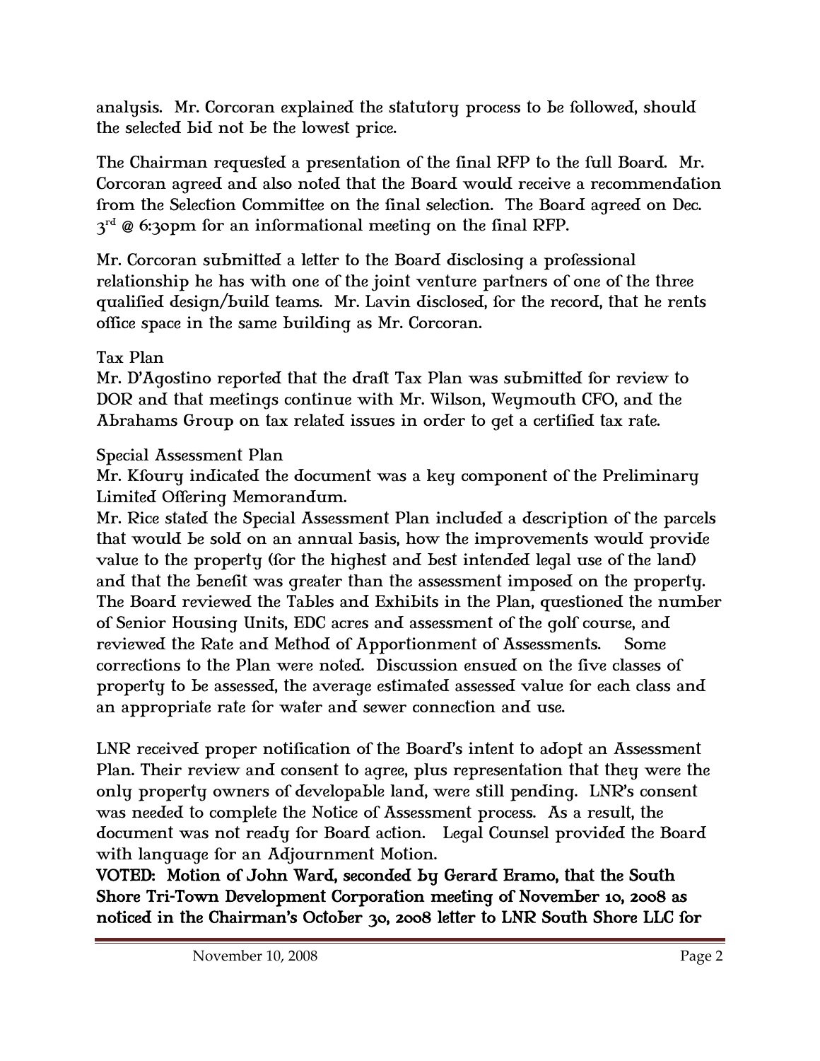analysis. Mr. Corcoran explained the statutory process to be followed, should the selected bid not be the lowest price.

The Chairman requested a presentation of the final RFP to the full Board. Mr. Corcoran agreed and also noted that the Board would receive a recommendation from the Selection Committee on the final selection. The Board agreed on Dec. 3rd @ 6:30pm for an informational meeting on the final RFP.

Mr. Corcoran submitted a letter to the Board disclosing a professional relationship he has with one of the joint venture partners of one of the three qualified design/build teams. Mr. Lavin disclosed, for the record, that he rents office space in the same building as Mr. Corcoran.

Tax Plan
Mr. D'Agostino reported that the draft Tax Plan was submitted for review to DOR and that meetings continue with Mr. Wilson, Weymouth CFO, and the Abrahams Group on tax related issues in order to get a certified tax rate.

Special Assessment Plan
Mr. Kfoury indicated the document was a key component of the Preliminary Limited Offering Memorandum.
Mr. Rice stated the Special Assessment Plan included a description of the parcels that would be sold on an annual basis, how the improvements would provide value to the property (for the highest and best intended legal use of the land) and that the benefit was greater than the assessment imposed on the property. The Board reviewed the Tables and Exhibits in the Plan, questioned the number of Senior Housing Units, EDC acres and assessment of the golf course, and reviewed the Rate and Method of Apportionment of Assessments. Some corrections to the Plan were noted. Discussion ensued on the five classes of property to be assessed, the average estimated assessed value for each class and an appropriate rate for water and sewer connection and use.

LNR received proper notification of the Board's intent to adopt an Assessment Plan. Their review and consent to agree, plus representation that they were the only property owners of developable land, were still pending. LNR's consent was needed to complete the Notice of Assessment process. As a result, the document was not ready for Board action. Legal Counsel provided the Board with language for an Adjournment Motion.
**VOTED: Motion of John Ward, seconded by Gerard Eramo, that the South Shore Tri-Town Development Corporation meeting of November 10, 2008 as noticed in the Chairman's October 30, 2008 letter to LNR South Shore LLC for**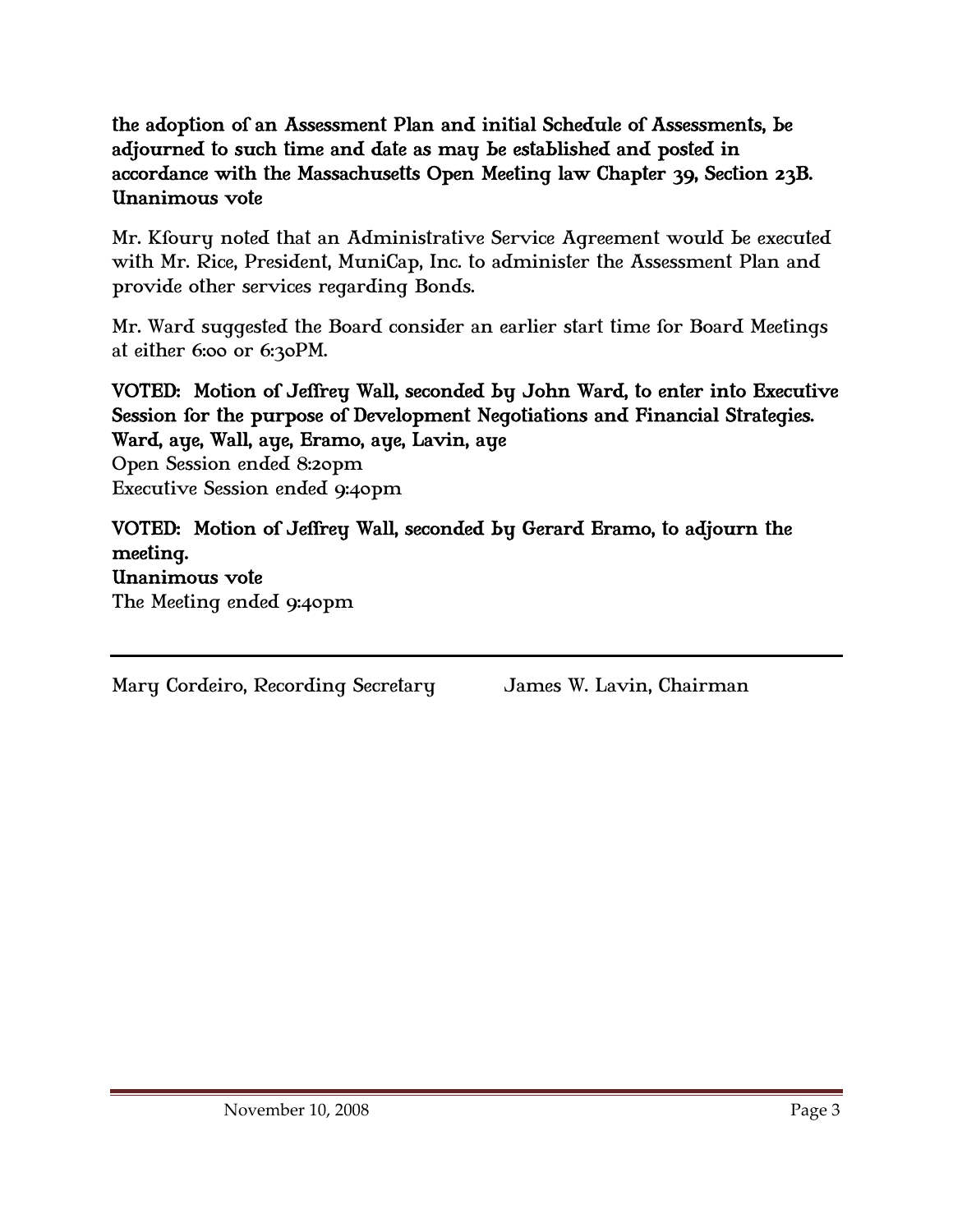**the adoption of an Assessment Plan and initial Schedule of Assessments, be adjourned to such time and date as may be established and posted in accordance with the Massachusetts Open Meeting law Chapter 39, Section 23B. Unanimous vote**

Mr. Kfoury noted that an Administrative Service Agreement would be executed with Mr. Rice, President, MuniCap, Inc. to administer the Assessment Plan and provide other services regarding Bonds.

Mr. Ward suggested the Board consider an earlier start time for Board Meetings at either 6:00 or 6:30PM.

**VOTED: Motion of Jeffrey Wall, seconded by John Ward, to enter into Executive Session for the purpose of Development Negotiations and Financial Strategies. Ward, aye, Wall, aye, Eramo, aye, Lavin, aye**
Open Session ended 8:20pm
Executive Session ended 9:40pm

**VOTED: Motion of Jeffrey Wall, seconded by Gerard Eramo, to adjourn the meeting.**
**Unanimous vote**
The Meeting ended 9:40pm

---

Mary Cordeiro, Recording Secretary　　James W. Lavin, Chairman